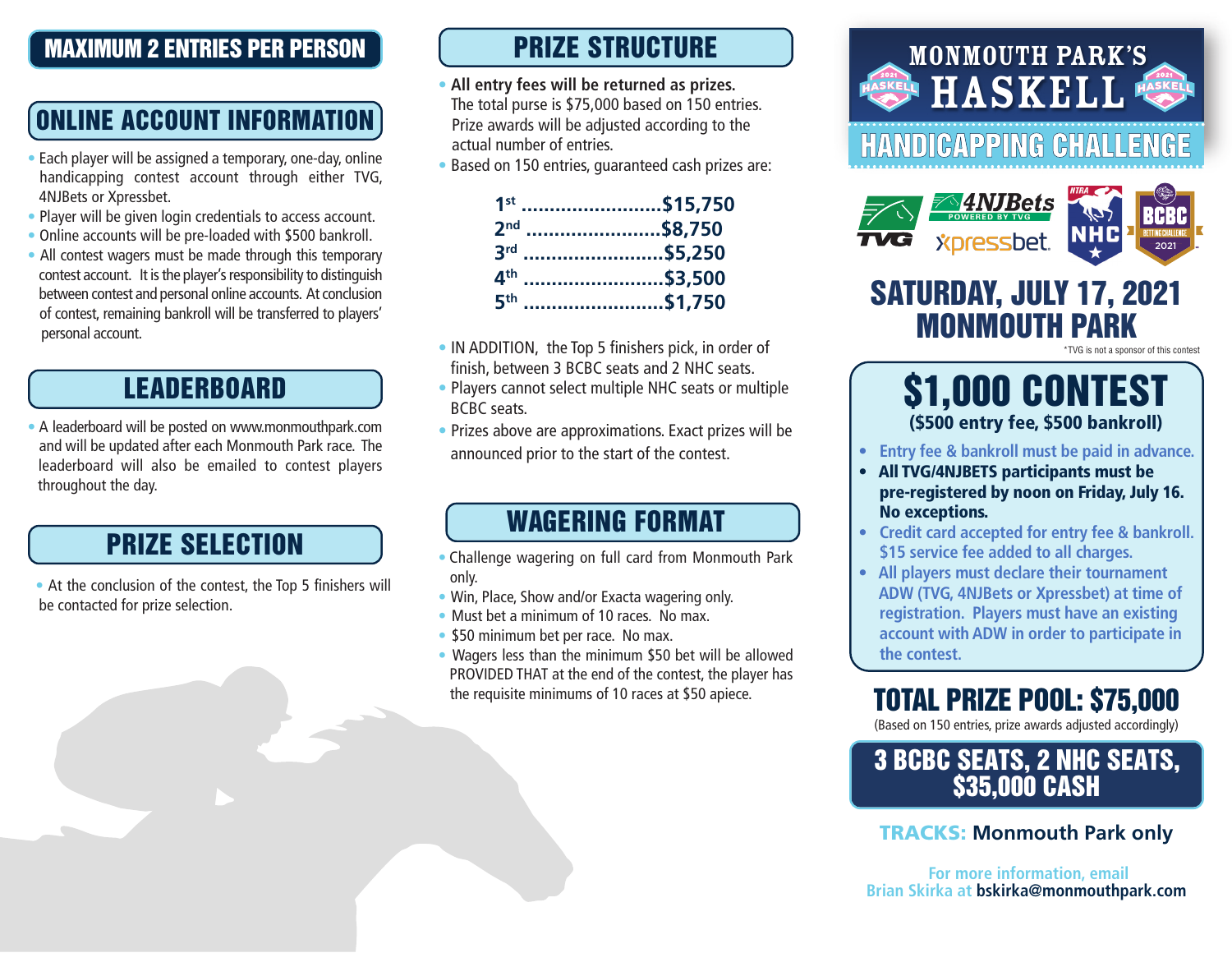# MONMOUTH PARK'S HASKELL HANDICAPPING CHALLENGE

## SATURDAY, JULY 17, 2021
## MONMOUTH PARK

*TVG is not a sponsor of this contest

## $1,000 CONTEST
**($500 entry fee, $500 bankroll)**

- Entry fee & bankroll must be paid in advance.
- **All TVG/4NJBETS participants must be pre-registered by noon on Friday, July 16. No exceptions.**
- Credit card accepted for entry fee & bankroll. $15 service fee added to all charges.
- All players must declare their tournament ADW (TVG, 4NJBets or Xpressbet) at time of registration. Players must have an existing account with ADW in order to participate in the contest.

## TOTAL PRIZE POOL: $75,000
(Based on 150 entries, prize awards adjusted accordingly)

## 3 BCBC SEATS, 2 NHC SEATS, $35,000 CASH

**TRACKS:** Monmouth Park only

For more information, email Brian Skirka at bskirka@monmouthpark.com

## MAXIMUM 2 ENTRIES PER PERSON

## ONLINE ACCOUNT INFORMATION

- Each player will be assigned a temporary, one-day, online handicapping contest account through either TVG, 4NJBets or Xpressbet.
- Player will be given login credentials to access account.
- Online accounts will be pre-loaded with $500 bankroll.
- All contest wagers must be made through this temporary contest account. It is the player's responsibility to distinguish between contest and personal online accounts. At conclusion of contest, remaining bankroll will be transferred to players' personal account.

## LEADERBOARD

- A leaderboard will be posted on www.monmouthpark.com and will be updated after each Monmouth Park race. The leaderboard will also be emailed to contest players throughout the day.

## PRIZE SELECTION

- At the conclusion of the contest, the Top 5 finishers will be contacted for prize selection.

## PRIZE STRUCTURE

- **All entry fees will be returned as prizes.** The total purse is $75,000 based on 150 entries. Prize awards will be adjusted according to the actual number of entries.
- Based on 150 entries, guaranteed cash prizes are:

**1st** ........................ **$15,750**
**2nd** ........................ **$8,750**
**3rd** ........................ **$5,250**
**4th** ........................ **$3,500**
**5th** ........................ **$1,750**

- IN ADDITION, the Top 5 finishers pick, in order of finish, between 3 BCBC seats and 2 NHC seats.
- Players cannot select multiple NHC seats or multiple BCBC seats.
- Prizes above are approximations. Exact prizes will be announced prior to the start of the contest.

## WAGERING FORMAT

- Challenge wagering on full card from Monmouth Park only.
- Win, Place, Show and/or Exacta wagering only.
- Must bet a minimum of 10 races. No max.
- $50 minimum bet per race. No max.
- Wagers less than the minimum $50 bet will be allowed PROVIDED THAT at the end of the contest, the player has the requisite minimums of 10 races at $50 apiece.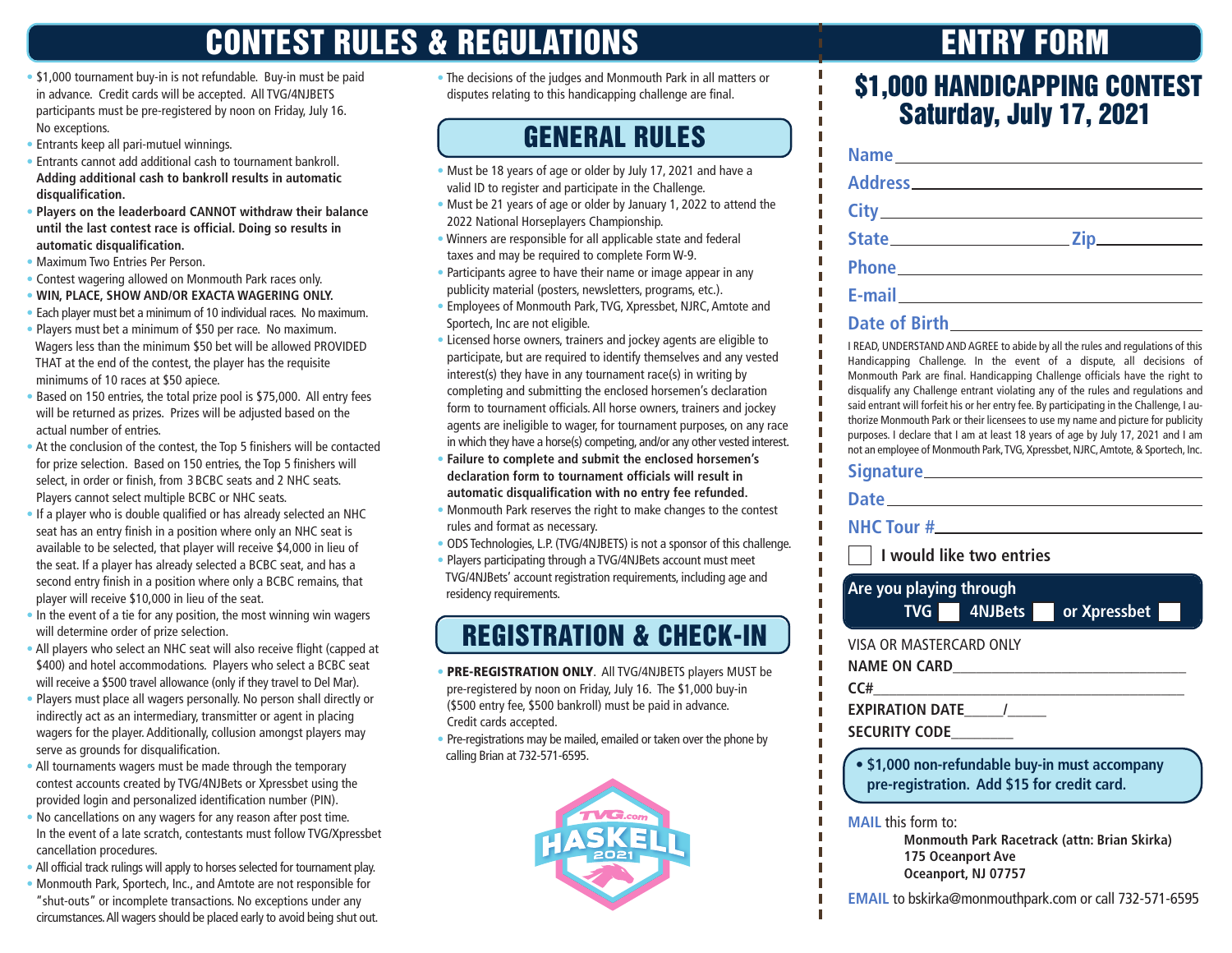# CONTEST RULES & REGULATIONS

- $1,000 tournament buy-in is not refundable. Buy-in must be paid in advance. Credit cards will be accepted. All TVG/4NJBETS participants must be pre-registered by noon on Friday, July 16. No exceptions.
- Entrants keep all pari-mutuel winnings.
- Entrants cannot add additional cash to tournament bankroll. **Adding additional cash to bankroll results in automatic disqualification.**
- **Players on the leaderboard CANNOT withdraw their balance until the last contest race is official. Doing so results in automatic disqualification.**
- Maximum Two Entries Per Person.
- Contest wagering allowed on Monmouth Park races only.
- **WIN, PLACE, SHOW AND/OR EXACTA WAGERING ONLY.**
- Each player must bet a minimum of 10 individual races. No maximum.
- Players must bet a minimum of $50 per race. No maximum. Wagers less than the minimum $50 bet will be allowed PROVIDED THAT at the end of the contest, the player has the requisite minimums of 10 races at $50 apiece.
- Based on 150 entries, the total prize pool is $75,000. All entry fees will be returned as prizes. Prizes will be adjusted based on the actual number of entries.
- At the conclusion of the contest, the Top 5 finishers will be contacted for prize selection. Based on 150 entries, the Top 5 finishers will select, in order or finish, from 3 BCBC seats and 2 NHC seats. Players cannot select multiple BCBC or NHC seats.
- If a player who is double qualified or has already selected an NHC seat has an entry finish in a position where only an NHC seat is available to be selected, that player will receive $4,000 in lieu of the seat. If a player has already selected a BCBC seat, and has a second entry finish in a position where only a BCBC remains, that player will receive $10,000 in lieu of the seat.
- In the event of a tie for any position, the most winning win wagers will determine order of prize selection.
- All players who select an NHC seat will also receive flight (capped at $400) and hotel accommodations. Players who select a BCBC seat will receive a $500 travel allowance (only if they travel to Del Mar).
- Players must place all wagers personally. No person shall directly or indirectly act as an intermediary, transmitter or agent in placing wagers for the player. Additionally, collusion amongst players may serve as grounds for disqualification.
- All tournaments wagers must be made through the temporary contest accounts created by TVG/4NJBets or Xpressbet using the provided login and personalized identification number (PIN).
- No cancellations on any wagers for any reason after post time. In the event of a late scratch, contestants must follow TVG/Xpressbet cancellation procedures.
- All official track rulings will apply to horses selected for tournament play.
- Monmouth Park, Sportech, Inc., and Amtote are not responsible for "shut-outs" or incomplete transactions. No exceptions under any circumstances. All wagers should be placed early to avoid being shut out.
- The decisions of the judges and Monmouth Park in all matters or disputes relating to this handicapping challenge are final.

## GENERAL RULES

- Must be 18 years of age or older by July 17, 2021 and have a valid ID to register and participate in the Challenge.
- Must be 21 years of age or older by January 1, 2022 to attend the 2022 National Horseplayers Championship.
- Winners are responsible for all applicable state and federal taxes and may be required to complete Form W-9.
- Participants agree to have their name or image appear in any publicity material (posters, newsletters, programs, etc.).
- Employees of Monmouth Park, TVG, Xpressbet, NJRC, Amtote and Sportech, Inc are not eligible.
- Licensed horse owners, trainers and jockey agents are eligible to participate, but are required to identify themselves and any vested interest(s) they have in any tournament race(s) in writing by completing and submitting the enclosed horsemen's declaration form to tournament officials. All horse owners, trainers and jockey agents are ineligible to wager, for tournament purposes, on any race in which they have a horse(s) competing, and/or any other vested interest.
- **Failure to complete and submit the enclosed horsemen's declaration form to tournament officials will result in automatic disqualification with no entry fee refunded.**
- Monmouth Park reserves the right to make changes to the contest rules and format as necessary.
- ODS Technologies, L.P. (TVG/4NJBETS) is not a sponsor of this challenge.
- Players participating through a TVG/4NJBets account must meet TVG/4NJBets' account registration requirements, including age and residency requirements.

## REGISTRATION & CHECK-IN

- **PRE-REGISTRATION ONLY**. All TVG/4NJBETS players MUST be pre-registered by noon on Friday, July 16. The $1,000 buy-in ($500 entry fee, $500 bankroll) must be paid in advance. Credit cards accepted.
- Pre-registrations may be mailed, emailed or taken over the phone by calling Brian at 732-571-6595.

TVG.com HASKELL 2021

# ENTRY FORM

## $1,000 HANDICAPPING CONTEST
## Saturday, July 17, 2021

Name ____________________

Address ____________________

City ____________________

State ____________ Zip ____________

Phone ____________________

E-mail ____________________

Date of Birth ____________________

I READ, UNDERSTAND AND AGREE to abide by all the rules and regulations of this Handicapping Challenge. In the event of a dispute, all decisions of Monmouth Park are final. Handicapping Challenge officials have the right to disqualify any Challenge entrant violating any of the rules and regulations and said entrant will forfeit his or her entry fee. By participating in the Challenge, I authorize Monmouth Park or their licensees to use my name and picture for publicity purposes. I declare that I am at least 18 years of age by July 17, 2021 and I am not an employee of Monmouth Park, TVG, Xpressbet, NJRC, Amtote, & Sportech, Inc.

Signature ____________________

Date ____________________

NHC Tour # ____________________

☐ I would like two entries

**Are you playing through**
TVG ☐ 4NJBets ☐ or Xpressbet ☐

VISA OR MASTERCARD ONLY

NAME ON CARD ____________________

CC# ____________________

EXPIRATION DATE _____/_____

SECURITY CODE ________

**• $1,000 non-refundable buy-in must accompany pre-registration. Add $15 for credit card.**

MAIL this form to:

**Monmouth Park Racetrack (attn: Brian Skirka)**
**175 Oceanport Ave**
**Oceanport, NJ 07757**

EMAIL to bskirka@monmouthpark.com or call 732-571-6595